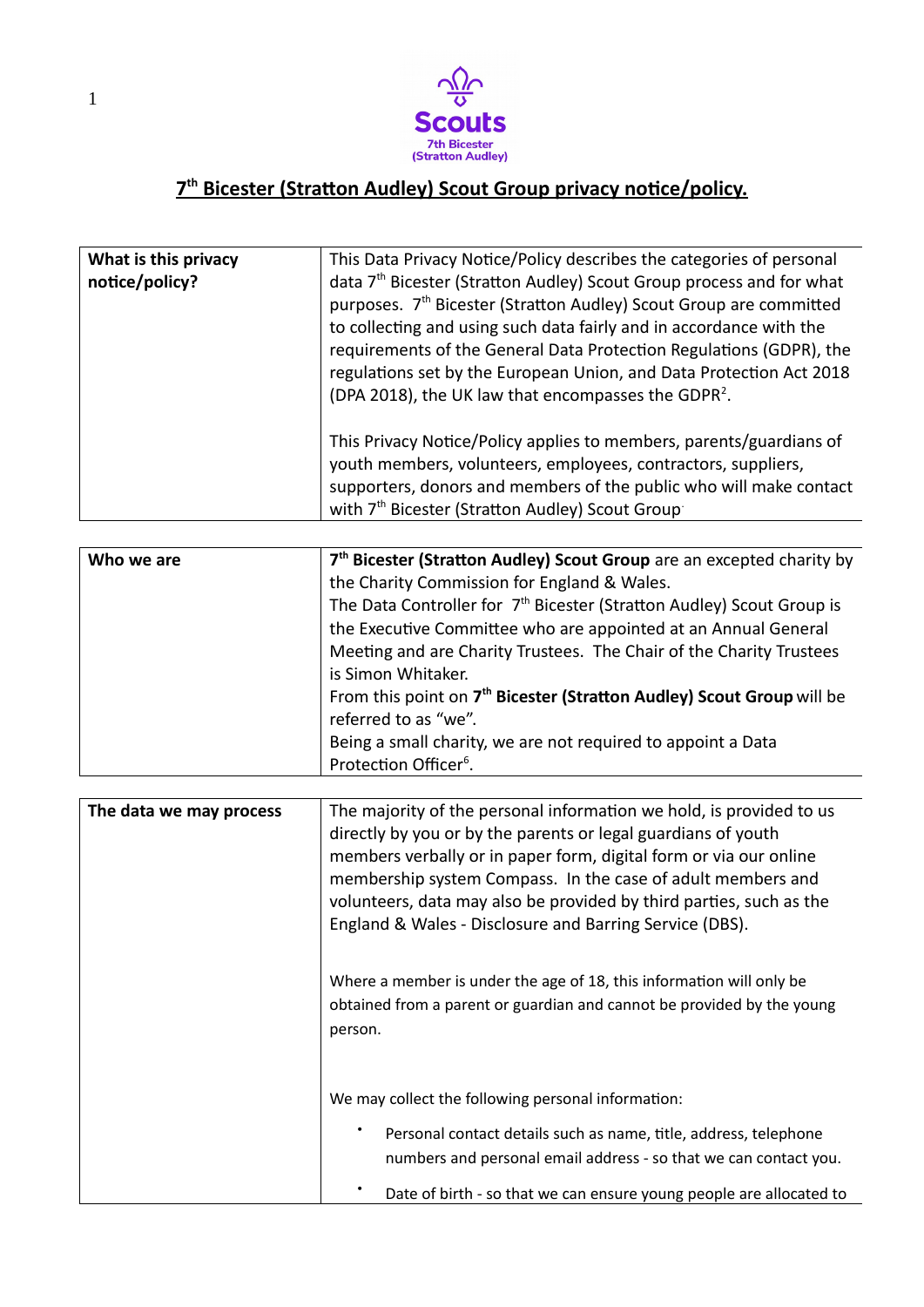Scouts
7th Bicester
(Stratton Audley)

# 7th Bicester (Stratton Audley) Scout Group privacy notice/policy.

| | |
|---|---|
| **What is this privacy notice/policy?** | This Data Privacy Notice/Policy describes the categories of personal data 7th Bicester (Stratton Audley) Scout Group process and for what purposes. 7th Bicester (Stratton Audley) Scout Group are committed to collecting and using such data fairly and in accordance with the requirements of the General Data Protection Regulations (GDPR), the regulations set by the European Union, and Data Protection Act 2018 (DPA 2018), the UK law that encompasses the GDPR[2].<br><br>This Privacy Notice/Policy applies to members, parents/guardians of youth members, volunteers, employees, contractors, suppliers, supporters, donors and members of the public who will make contact with 7th Bicester (Stratton Audley) Scout Group. |

| | |
|---|---|
| **Who we are** | **7th Bicester (Stratton Audley) Scout Group** are an excepted charity by the Charity Commission for England & Wales.<br>The Data Controller for 7th Bicester (Stratton Audley) Scout Group is the Executive Committee who are appointed at an Annual General Meeting and are Charity Trustees. The Chair of the Charity Trustees is Simon Whitaker.<br>From this point on **7th Bicester (Stratton Audley) Scout Group** will be referred to as "we".<br>Being a small charity, we are not required to appoint a Data Protection Officer[6]. |

| | |
|---|---|
| **The data we may process** | The majority of the personal information we hold, is provided to us directly by you or by the parents or legal guardians of youth members verbally or in paper form, digital form or via our online membership system Compass. In the case of adult members and volunteers, data may also be provided by third parties, such as the England & Wales - Disclosure and Barring Service (DBS).<br><br>Where a member is under the age of 18, this information will only be obtained from a parent or guardian and cannot be provided by the young person.<br><br>We may collect the following personal information:<br>• Personal contact details such as name, title, address, telephone numbers and personal email address - so that we can contact you.<br>• Date of birth - so that we can ensure young people are allocated to |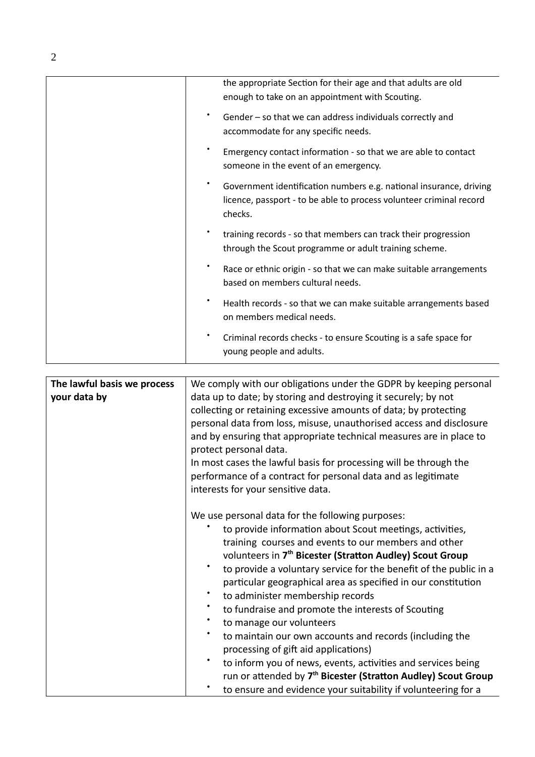| | |
|---|---|
| | the appropriate Section for their age and that adults are old enough to take on an appointment with Scouting.<br>• Gender – so that we can address individuals correctly and accommodate for any specific needs.<br>• Emergency contact information - so that we are able to contact someone in the event of an emergency.<br>• Government identification numbers e.g. national insurance, driving licence, passport - to be able to process volunteer criminal record checks.<br>• training records - so that members can track their progression through the Scout programme or adult training scheme.<br>• Race or ethnic origin - so that we can make suitable arrangements based on members cultural needs.<br>• Health records - so that we can make suitable arrangements based on members medical needs.<br>• Criminal records checks - to ensure Scouting is a safe space for young people and adults. |

| | |
|---|---|
| **The lawful basis we process your data by** | We comply with our obligations under the GDPR by keeping personal data up to date; by storing and destroying it securely; by not collecting or retaining excessive amounts of data; by protecting personal data from loss, misuse, unauthorised access and disclosure and by ensuring that appropriate technical measures are in place to protect personal data.<br>In most cases the lawful basis for processing will be through the performance of a contract for personal data and as legitimate interests for your sensitive data.<br><br>We use personal data for the following purposes:<br>• to provide information about Scout meetings, activities, training courses and events to our members and other volunteers in **7th Bicester (Stratton Audley) Scout Group**<br>• to provide a voluntary service for the benefit of the public in a particular geographical area as specified in our constitution<br>• to administer membership records<br>• to fundraise and promote the interests of Scouting<br>• to manage our volunteers<br>• to maintain our own accounts and records (including the processing of gift aid applications)<br>• to inform you of news, events, activities and services being run or attended by **7th Bicester (Stratton Audley) Scout Group**<br>• to ensure and evidence your suitability if volunteering for a |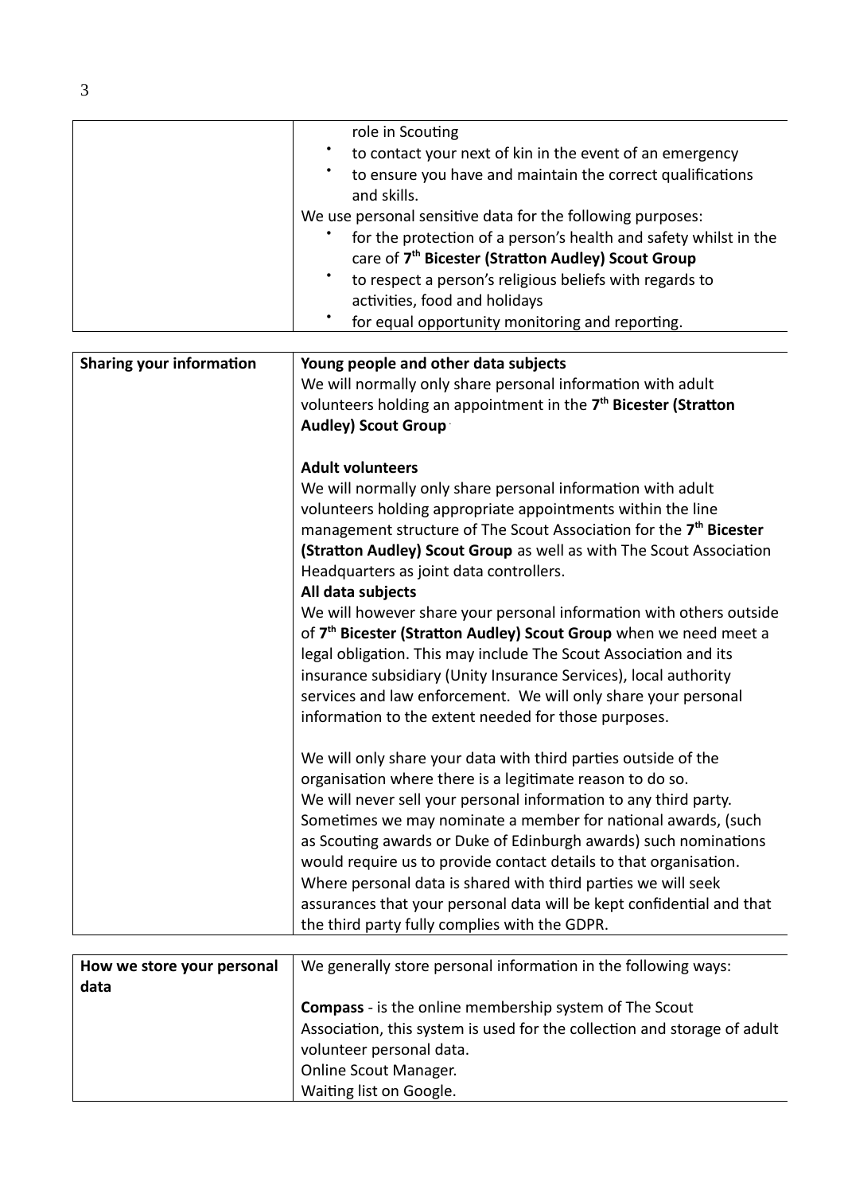| | |
|---|---|
| | role in Scouting<br>• to contact your next of kin in the event of an emergency<br>• to ensure you have and maintain the correct qualifications and skills.<br>We use personal sensitive data for the following purposes:<br>• for the protection of a person's health and safety whilst in the care of **7th Bicester (Stratton Audley) Scout Group**<br>• to respect a person's religious beliefs with regards to activities, food and holidays<br>• for equal opportunity monitoring and reporting. |

| | |
|---|---|
| **Sharing your information** | **Young people and other data subjects**<br>We will normally only share personal information with adult volunteers holding an appointment in the **7th Bicester (Stratton Audley) Scout Group**.<br><br>**Adult volunteers**<br>We will normally only share personal information with adult volunteers holding appropriate appointments within the line management structure of The Scout Association for the **7th Bicester (Stratton Audley) Scout Group** as well as with The Scout Association Headquarters as joint data controllers.<br>**All data subjects**<br>We will however share your personal information with others outside of **7th Bicester (Stratton Audley) Scout Group** when we need meet a legal obligation. This may include The Scout Association and its insurance subsidiary (Unity Insurance Services), local authority services and law enforcement. We will only share your personal information to the extent needed for those purposes.<br><br>We will only share your data with third parties outside of the organisation where there is a legitimate reason to do so.<br>We will never sell your personal information to any third party.<br>Sometimes we may nominate a member for national awards, (such as Scouting awards or Duke of Edinburgh awards) such nominations would require us to provide contact details to that organisation.<br>Where personal data is shared with third parties we will seek assurances that your personal data will be kept confidential and that the third party fully complies with the GDPR. |

| | |
|---|---|
| **How we store your personal data** | We generally store personal information in the following ways:<br><br>**Compass** - is the online membership system of The Scout Association, this system is used for the collection and storage of adult volunteer personal data.<br>Online Scout Manager.<br>Waiting list on Google. |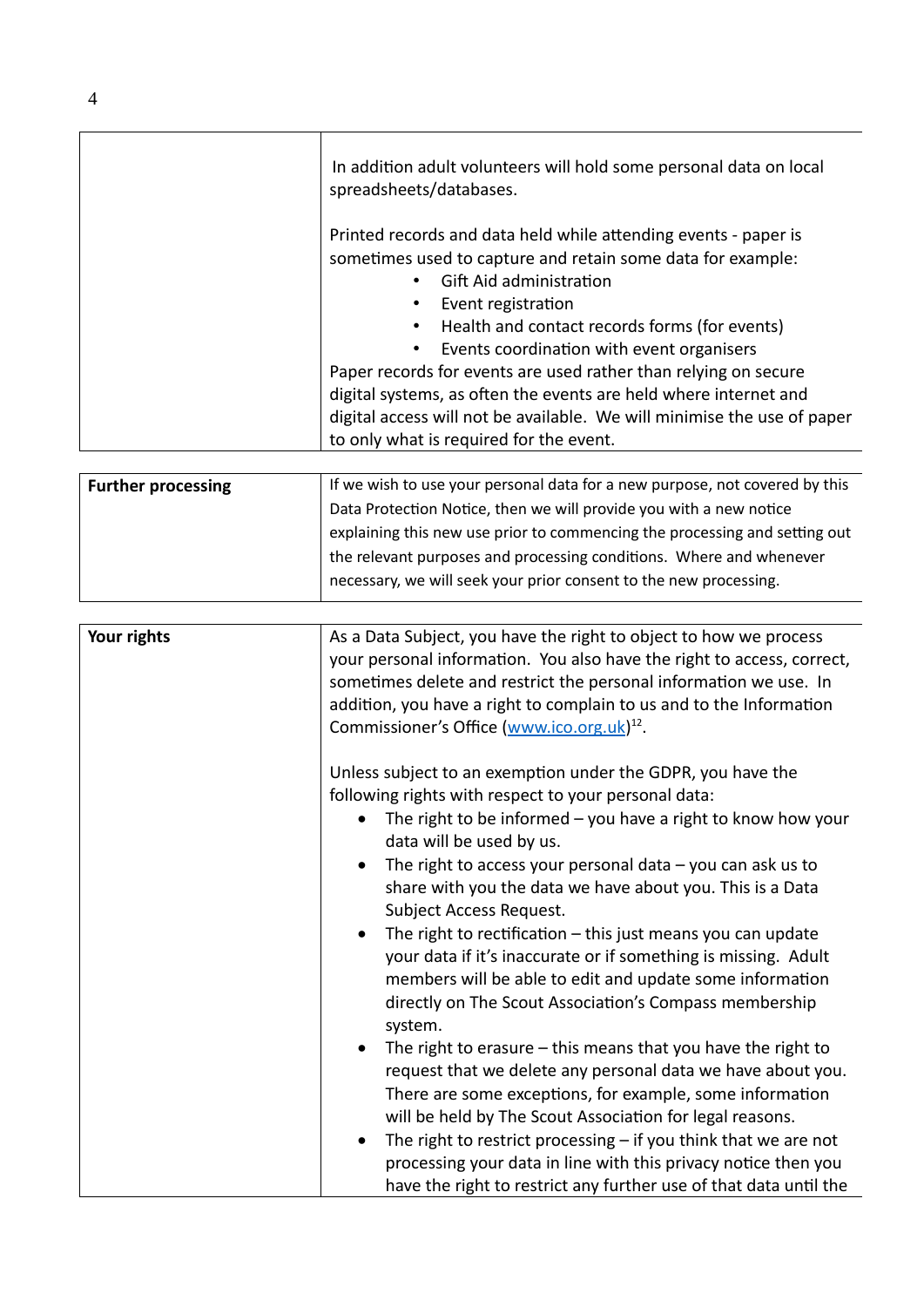| | |
|---|---|
| | In addition adult volunteers will hold some personal data on local spreadsheets/databases.<br><br>Printed records and data held while attending events - paper is sometimes used to capture and retain some data for example:<br>• Gift Aid administration<br>• Event registration<br>• Health and contact records forms (for events)<br>• Events coordination with event organisers<br>Paper records for events are used rather than relying on secure digital systems, as often the events are held where internet and digital access will not be available. We will minimise the use of paper to only what is required for the event. |

| | |
|---|---|
| **Further processing** | If we wish to use your personal data for a new purpose, not covered by this Data Protection Notice, then we will provide you with a new notice explaining this new use prior to commencing the processing and setting out the relevant purposes and processing conditions. Where and whenever necessary, we will seek your prior consent to the new processing. |

| | |
|---|---|
| **Your rights** | As a Data Subject, you have the right to object to how we process your personal information. You also have the right to access, correct, sometimes delete and restrict the personal information we use. In addition, you have a right to complain to us and to the Information Commissioner's Office (www.ico.org.uk)[12].<br><br>Unless subject to an exemption under the GDPR, you have the following rights with respect to your personal data:<br>• The right to be informed – you have a right to know how your data will be used by us.<br>• The right to access your personal data – you can ask us to share with you the data we have about you. This is a Data Subject Access Request.<br>• The right to rectification – this just means you can update your data if it's inaccurate or if something is missing. Adult members will be able to edit and update some information directly on The Scout Association's Compass membership system.<br>• The right to erasure – this means that you have the right to request that we delete any personal data we have about you. There are some exceptions, for example, some information will be held by The Scout Association for legal reasons.<br>• The right to restrict processing – if you think that we are not processing your data in line with this privacy notice then you have the right to restrict any further use of that data until the |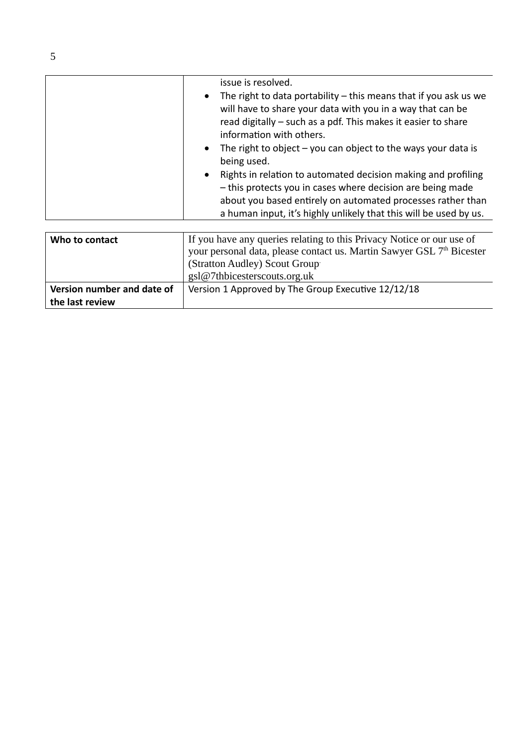| | |
|---|---|
| | issue is resolved.<br>• The right to data portability – this means that if you ask us we will have to share your data with you in a way that can be read digitally – such as a pdf. This makes it easier to share information with others.<br>• The right to object – you can object to the ways your data is being used.<br>• Rights in relation to automated decision making and profiling – this protects you in cases where decision are being made about you based entirely on automated processes rather than a human input, it's highly unlikely that this will be used by us. |

| | |
|---|---|
| **Who to contact** | If you have any queries relating to this Privacy Notice or our use of your personal data, please contact us. Martin Sawyer GSL 7th Bicester (Stratton Audley) Scout Group<br>gsl@7thbicesterscouts.org.uk |
| **Version number and date of the last review** | Version 1 Approved by The Group Executive 12/12/18 |